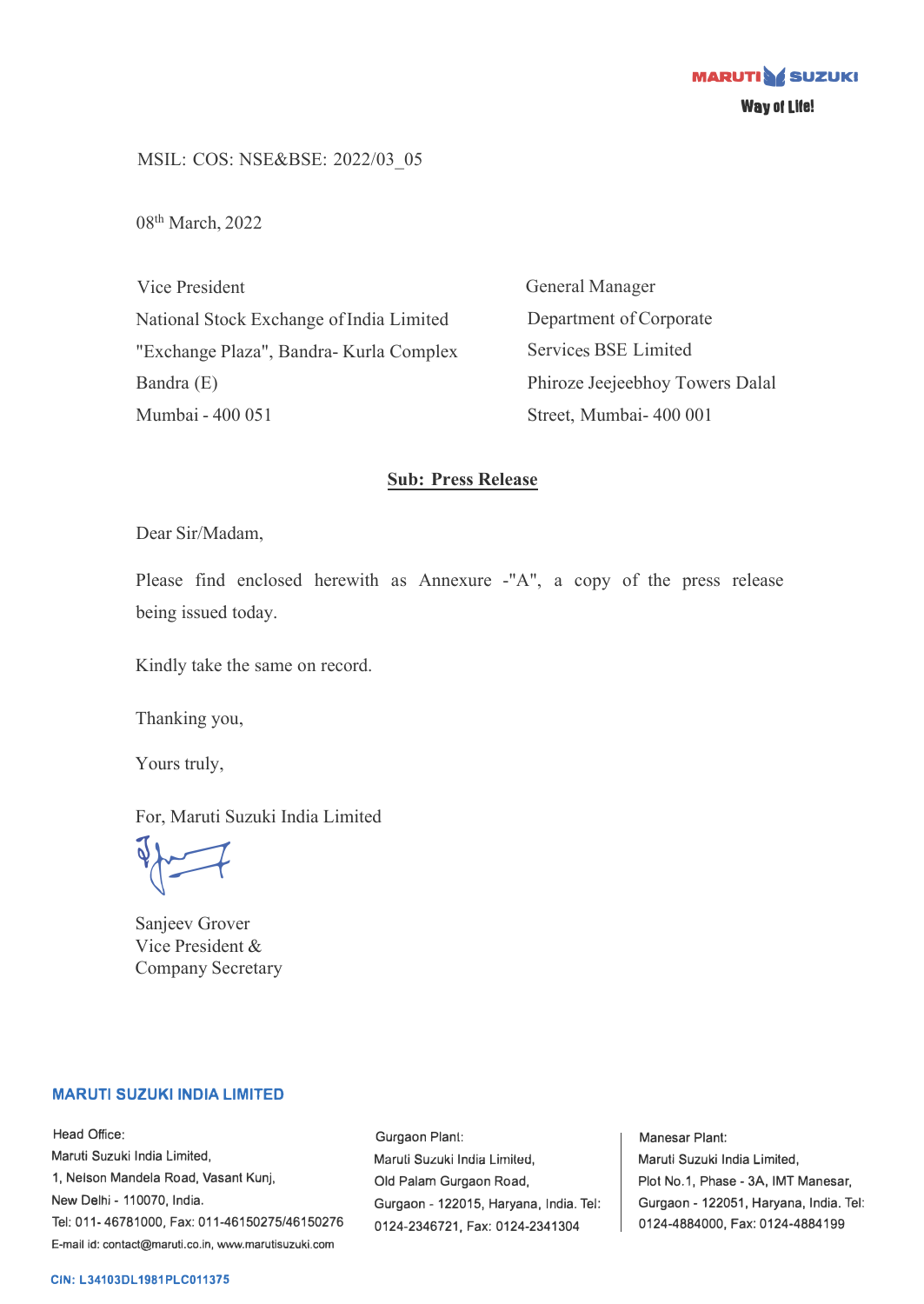MARUTI SUZUKI
Way of Life!

MSIL: COS: NSE&BSE: 2022/03_05

08th March, 2022

Vice President
National Stock Exchange of India Limited
"Exchange Plaza", Bandra- Kurla Complex
Bandra (E)
Mumbai - 400 051

General Manager
Department of Corporate
Services BSE Limited
Phiroze Jeejeebhoy Towers Dalal
Street, Mumbai- 400 001

**Sub: Press Release**

Dear Sir/Madam,

Please find enclosed herewith as Annexure -"A", a copy of the press release being issued today.

Kindly take the same on record.

Thanking you,

Yours truly,

For, Maruti Suzuki India Limited

Sanjeev Grover
Vice President &
Company Secretary

**MARUTI SUZUKI INDIA LIMITED**

Head Office:
Maruti Suzuki India Limited,
1, Nelson Mandela Road, Vasant Kunj,
New Delhi - 110070, India.
Tel: 011- 46781000, Fax: 011-46150275/46150276
E-mail id: contact@maruti.co.in, www.marutisuzuki.com

Gurgaon Plant:
Maruti Suzuki India Limited,
Old Palam Gurgaon Road,
Gurgaon - 122015, Haryana, India. Tel: 0124-2346721, Fax: 0124-2341304

Manesar Plant:
Maruti Suzuki India Limited,
Plot No.1, Phase - 3A, IMT Manesar,
Gurgaon - 122051, Haryana, India. Tel: 0124-4884000, Fax: 0124-4884199

CIN: L34103DL1981PLC011375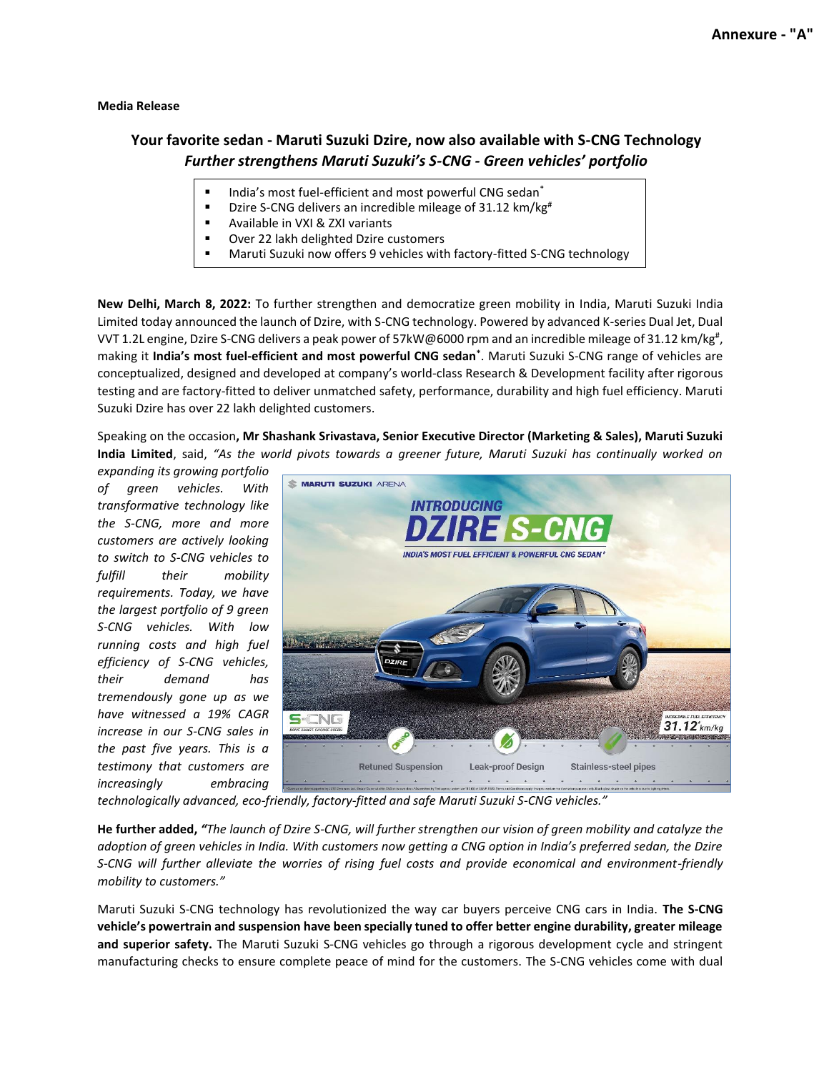**Annexure - "A"**

**Media Release**

## Your favorite sedan - Maruti Suzuki Dzire, now also available with S-CNG Technology

### *Further strengthens Maruti Suzuki's S-CNG - Green vehicles' portfolio*

- India's most fuel-efficient and most powerful CNG sedan*
- Dzire S-CNG delivers an incredible mileage of 31.12 km/kg#
- Available in VXI & ZXI variants
- Over 22 lakh delighted Dzire customers
- Maruti Suzuki now offers 9 vehicles with factory-fitted S-CNG technology

**New Delhi, March 8, 2022:** To further strengthen and democratize green mobility in India, Maruti Suzuki India Limited today announced the launch of Dzire, with S-CNG technology. Powered by advanced K-series Dual Jet, Dual VVT 1.2L engine, Dzire S-CNG delivers a peak power of 57kW@6000 rpm and an incredible mileage of 31.12 km/kg#, making it **India's most fuel-efficient and most powerful CNG sedan***. Maruti Suzuki S-CNG range of vehicles are conceptualized, designed and developed at company's world-class Research & Development facility after rigorous testing and are factory-fitted to deliver unmatched safety, performance, durability and high fuel efficiency. Maruti Suzuki Dzire has over 22 lakh delighted customers.

Speaking on the occasion**, Mr Shashank Srivastava, Senior Executive Director (Marketing & Sales), Maruti Suzuki India Limited**, said, *"As the world pivots towards a greener future, Maruti Suzuki has continually worked on expanding its growing portfolio of green vehicles. With transformative technology like the S-CNG, more and more customers are actively looking to switch to S-CNG vehicles to fulfill their mobility requirements. Today, we have the largest portfolio of 9 green S-CNG vehicles. With low running costs and high fuel efficiency of S-CNG vehicles, their demand has tremendously gone up as we have witnessed a 19% CAGR increase in our S-CNG sales in the past five years. This is a testimony that customers are increasingly embracing technologically advanced, eco-friendly, factory-fitted and safe Maruti Suzuki S-CNG vehicles."*

**He further added,** *"The launch of Dzire S-CNG, will further strengthen our vision of green mobility and catalyze the adoption of green vehicles in India. With customers now getting a CNG option in India's preferred sedan, the Dzire S-CNG will further alleviate the worries of rising fuel costs and provide economical and environment-friendly mobility to customers."*

Maruti Suzuki S-CNG technology has revolutionized the way car buyers perceive CNG cars in India. **The S-CNG vehicle's powertrain and suspension have been specially tuned to offer better engine durability, greater mileage and superior safety.** The Maruti Suzuki S-CNG vehicles go through a rigorous development cycle and stringent manufacturing checks to ensure complete peace of mind for the customers. The S-CNG vehicles come with dual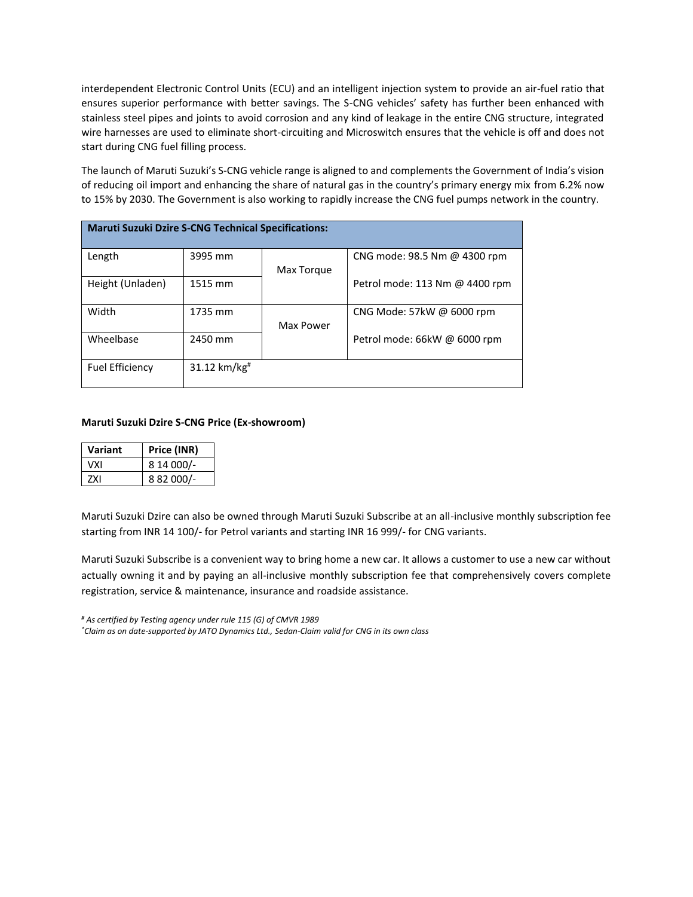interdependent Electronic Control Units (ECU) and an intelligent injection system to provide an air-fuel ratio that ensures superior performance with better savings. The S-CNG vehicles' safety has further been enhanced with stainless steel pipes and joints to avoid corrosion and any kind of leakage in the entire CNG structure, integrated wire harnesses are used to eliminate short-circuiting and Microswitch ensures that the vehicle is off and does not start during CNG fuel filling process.

The launch of Maruti Suzuki's S-CNG vehicle range is aligned to and complements the Government of India's vision of reducing oil import and enhancing the share of natural gas in the country's primary energy mix from 6.2% now to 15% by 2030. The Government is also working to rapidly increase the CNG fuel pumps network in the country.

| **Maruti Suzuki Dzire S-CNG Technical Specifications:** | | | |
|---|---|---|---|
| Length | 3995 mm | Max Torque | CNG mode: 98.5 Nm @ 4300 rpm |
| Height (Unladen) | 1515 mm | | Petrol mode: 113 Nm @ 4400 rpm |
| Width | 1735 mm | Max Power | CNG Mode: 57kW @ 6000 rpm |
| Wheelbase | 2450 mm | | Petrol mode: 66kW @ 6000 rpm |
| Fuel Efficiency | 31.12 km/kg[#] | | |

**Maruti Suzuki Dzire S-CNG Price (Ex-showroom)**

| Variant | Price (INR) |
|---|---|
| VXI | 8 14 000/- |
| ZXI | 8 82 000/- |

Maruti Suzuki Dzire can also be owned through Maruti Suzuki Subscribe at an all-inclusive monthly subscription fee starting from INR 14 100/- for Petrol variants and starting INR 16 999/- for CNG variants.

Maruti Suzuki Subscribe is a convenient way to bring home a new car. It allows a customer to use a new car without actually owning it and by paying an all-inclusive monthly subscription fee that comprehensively covers complete registration, service & maintenance, insurance and roadside assistance.

[#] *As certified by Testing agency under rule 115 (G) of CMVR 1989*

[*] *Claim as on date-supported by JATO Dynamics Ltd., Sedan-Claim valid for CNG in its own class*